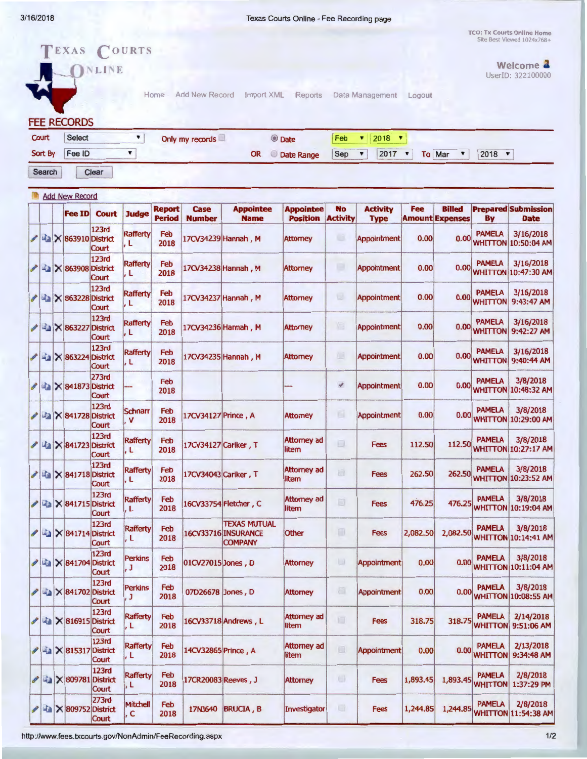TCO: Tx Courts Online Home
Site Best Viewed 1024x768+

TEXAS COURTS ONLINE

Welcome
UserID: 322100000

Home | Add New Record | Import XML | Reports | Data Management | Logout

## FEE RECORDS

Court: Select | Only my records | Date: Feb 2018
Sort By: Fee ID | OR | Date Range: Sep 2017 To Mar 2018

Search | Clear

Add New Record

| | | | Fee ID | Court | Judge | Report Period | Case Number | Appointee Name | Appointee Position | No Activity | Activity Type | Fee Amount | Billed Expenses | Prepared By | Submission Date |
|---|---|---|---|---|---|---|---|---|---|---|---|---|---|---|---|
| | | X | 863910 | 123rd District Court | Rafferty, L | Feb 2018 | 17CV34239 | Hannah, M | Attorney | | Appointment | 0.00 | 0.00 | PAMELA WHITTON | 3/16/2018 10:50:04 AM |
| | | X | 863908 | 123rd District Court | Rafferty, L | Feb 2018 | 17CV34238 | Hannah, M | Attorney | | Appointment | 0.00 | 0.00 | PAMELA WHITTON | 3/16/2018 10:47:30 AM |
| | | X | 863228 | 123rd District Court | Rafferty, L | Feb 2018 | 17CV34237 | Hannah, M | Attorney | | Appointment | 0.00 | 0.00 | PAMELA WHITTON | 3/16/2018 9:43:47 AM |
| | | X | 863227 | 123rd District Court | Rafferty, L | Feb 2018 | 17CV34236 | Hannah, M | Attorney | | Appointment | 0.00 | 0.00 | PAMELA WHITTON | 3/16/2018 9:42:27 AM |
| | | X | 863224 | 123rd District Court | Rafferty, L | Feb 2018 | 17CV34235 | Hannah, M | Attorney | | Appointment | 0.00 | 0.00 | PAMELA WHITTON | 3/16/2018 9:40:44 AM |
| | | X | 841873 | 273rd District Court | --- | Feb 2018 | | | --- | ✓ | Appointment | 0.00 | 0.00 | PAMELA WHITTON | 3/8/2018 10:48:32 AM |
| | | X | 841728 | 123rd District Court | Schnarr, V | Feb 2018 | 17CV34127 | Prince, A | Attorney | | Appointment | 0.00 | 0.00 | PAMELA WHITTON | 3/8/2018 10:29:00 AM |
| | | X | 841723 | 123rd District Court | Rafferty, L | Feb 2018 | 17CV34127 | Cariker, T | Attorney ad litem | | Fees | 112.50 | 112.50 | PAMELA WHITTON | 3/8/2018 10:27:17 AM |
| | | X | 841718 | 123rd District Court | Rafferty, L | Feb 2018 | 17CV34043 | Cariker, T | Attorney ad litem | | Fees | 262.50 | 262.50 | PAMELA WHITTON | 3/8/2018 10:23:52 AM |
| | | X | 841715 | 123rd District Court | Rafferty, L | Feb 2018 | 16CV33754 | Fletcher, C | Attorney ad litem | | Fees | 476.25 | 476.25 | PAMELA WHITTON | 3/8/2018 10:19:04 AM |
| | | X | 841714 | 123rd District Court | Rafferty, L | Feb 2018 | 16CV33716 | TEXAS MUTUAL INSURANCE COMPANY | Other | | Fees | 2,082.50 | 2,082.50 | PAMELA WHITTON | 3/8/2018 10:14:41 AM |
| | | X | 841704 | 123rd District Court | Perkins, J | Feb 2018 | 01CV27015 | Jones, D | Attorney | | Appointment | 0.00 | 0.00 | PAMELA WHITTON | 3/8/2018 10:11:04 AM |
| | | X | 841702 | 123rd District Court | Perkins, J | Feb 2018 | 07D26678 | Jones, D | Attorney | | Appointment | 0.00 | 0.00 | PAMELA WHITTON | 3/8/2018 10:08:55 AM |
| | | X | 816915 | 123rd District Court | Rafferty, L | Feb 2018 | 16CV33718 | Andrews, L | Attorney ad litem | | Fees | 318.75 | 318.75 | PAMELA WHITTON | 2/14/2018 9:51:06 AM |
| | | X | 815317 | 123rd District Court | Rafferty, L | Feb 2018 | 14CV32865 | Prince, A | Attorney ad litem | | Appointment | 0.00 | 0.00 | PAMELA WHITTON | 2/13/2018 9:34:48 AM |
| | | X | 809781 | 123rd District Court | Rafferty, L | Feb 2018 | 17CR20083 | Reeves, J | Attorney | | Fees | 1,893.45 | 1,893.45 | PAMELA WHITTON | 2/8/2018 1:37:29 PM |
| | | X | 809752 | 273rd District Court | Mitchell, C | Feb 2018 | 17N3640 | BRUCIA, B | Investigator | | Fees | 1,244.85 | 1,244.85 | PAMELA WHITTON | 2/8/2018 11:54:38 AM |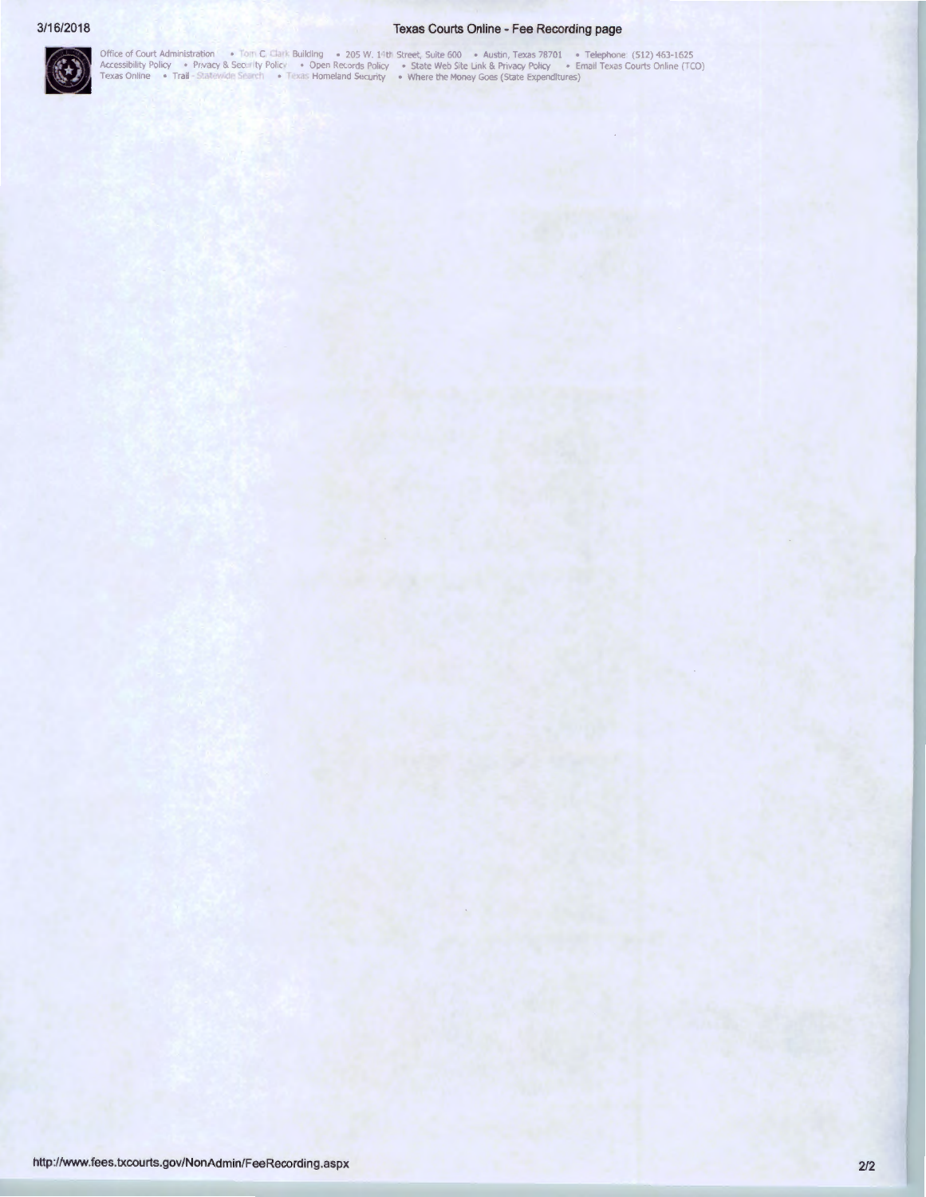Office of Court Administration • Tom C. Clark Building • 205 W. 14th Street, Suite 600 • Austin, Texas 78701 • Telephone (512) 463-1625
Accessibility Policy • Privacy & Security Policy • Open Records Policy • State Web Site Link & Privacy Policy • Email Texas Courts Online (TCO)
Texas Online • Trail - Statewide Search • Texas Homeland Security • Where the Money Goes (State Expenditures)